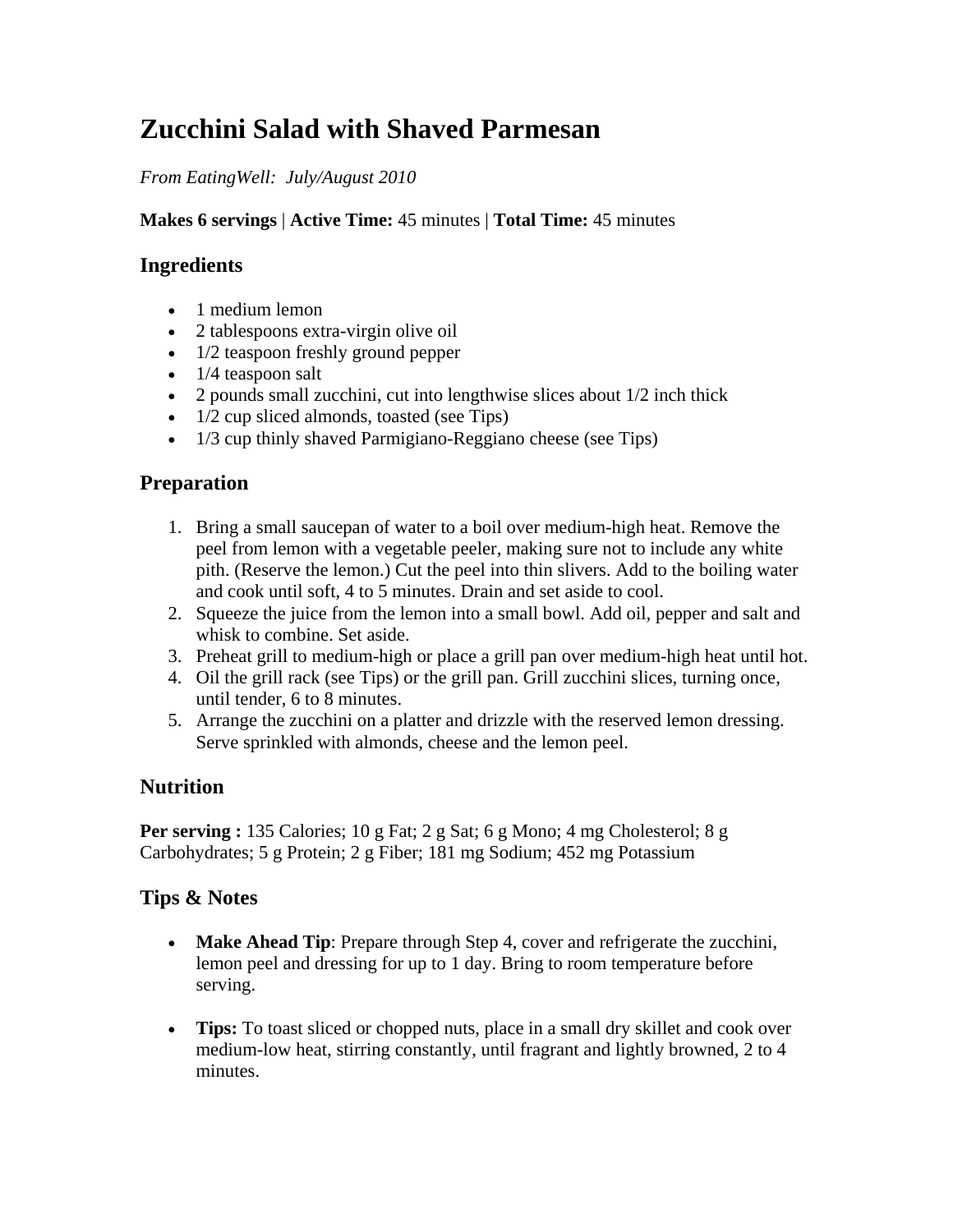# Zucchini Salad with Shaved Parmesan

*From EatingWell: July/August 2010*

**Makes 6 servings** | **Active Time:** 45 minutes | **Total Time:** 45 minutes

## Ingredients

- 1 medium lemon
- 2 tablespoons extra-virgin olive oil
- 1/2 teaspoon freshly ground pepper
- 1/4 teaspoon salt
- 2 pounds small zucchini, cut into lengthwise slices about 1/2 inch thick
- 1/2 cup sliced almonds, toasted (see Tips)
- 1/3 cup thinly shaved Parmigiano-Reggiano cheese (see Tips)

## Preparation

1. Bring a small saucepan of water to a boil over medium-high heat. Remove the peel from lemon with a vegetable peeler, making sure not to include any white pith. (Reserve the lemon.) Cut the peel into thin slivers. Add to the boiling water and cook until soft, 4 to 5 minutes. Drain and set aside to cool.
2. Squeeze the juice from the lemon into a small bowl. Add oil, pepper and salt and whisk to combine. Set aside.
3. Preheat grill to medium-high or place a grill pan over medium-high heat until hot.
4. Oil the grill rack (see Tips) or the grill pan. Grill zucchini slices, turning once, until tender, 6 to 8 minutes.
5. Arrange the zucchini on a platter and drizzle with the reserved lemon dressing. Serve sprinkled with almonds, cheese and the lemon peel.

## Nutrition

**Per serving :** 135 Calories; 10 g Fat; 2 g Sat; 6 g Mono; 4 mg Cholesterol; 8 g Carbohydrates; 5 g Protein; 2 g Fiber; 181 mg Sodium; 452 mg Potassium

## Tips & Notes

- **Make Ahead Tip**: Prepare through Step 4, cover and refrigerate the zucchini, lemon peel and dressing for up to 1 day. Bring to room temperature before serving.

- **Tips:** To toast sliced or chopped nuts, place in a small dry skillet and cook over medium-low heat, stirring constantly, until fragrant and lightly browned, 2 to 4 minutes.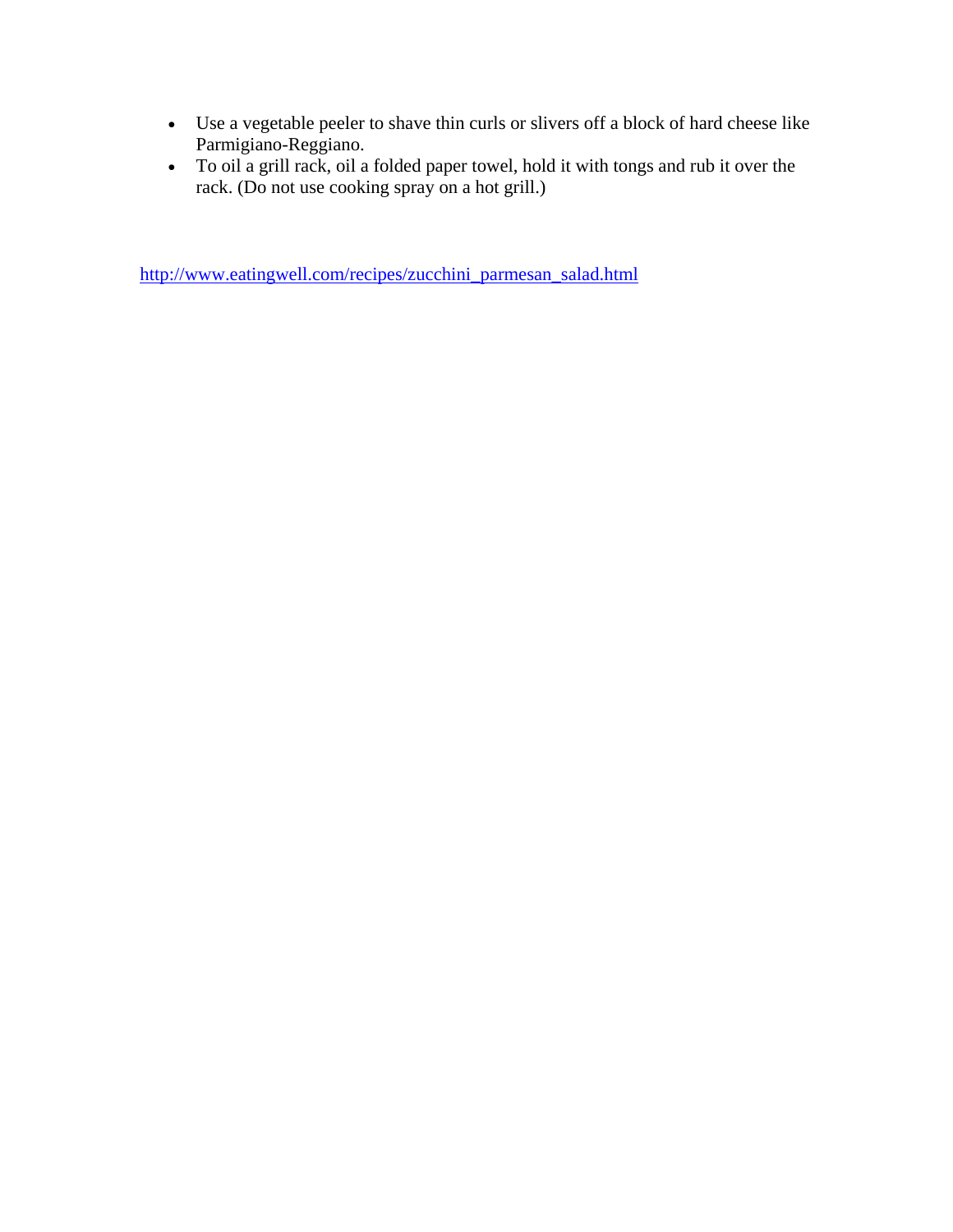- Use a vegetable peeler to shave thin curls or slivers off a block of hard cheese like Parmigiano-Reggiano.
- To oil a grill rack, oil a folded paper towel, hold it with tongs and rub it over the rack. (Do not use cooking spray on a hot grill.)

http://www.eatingwell.com/recipes/zucchini_parmesan_salad.html